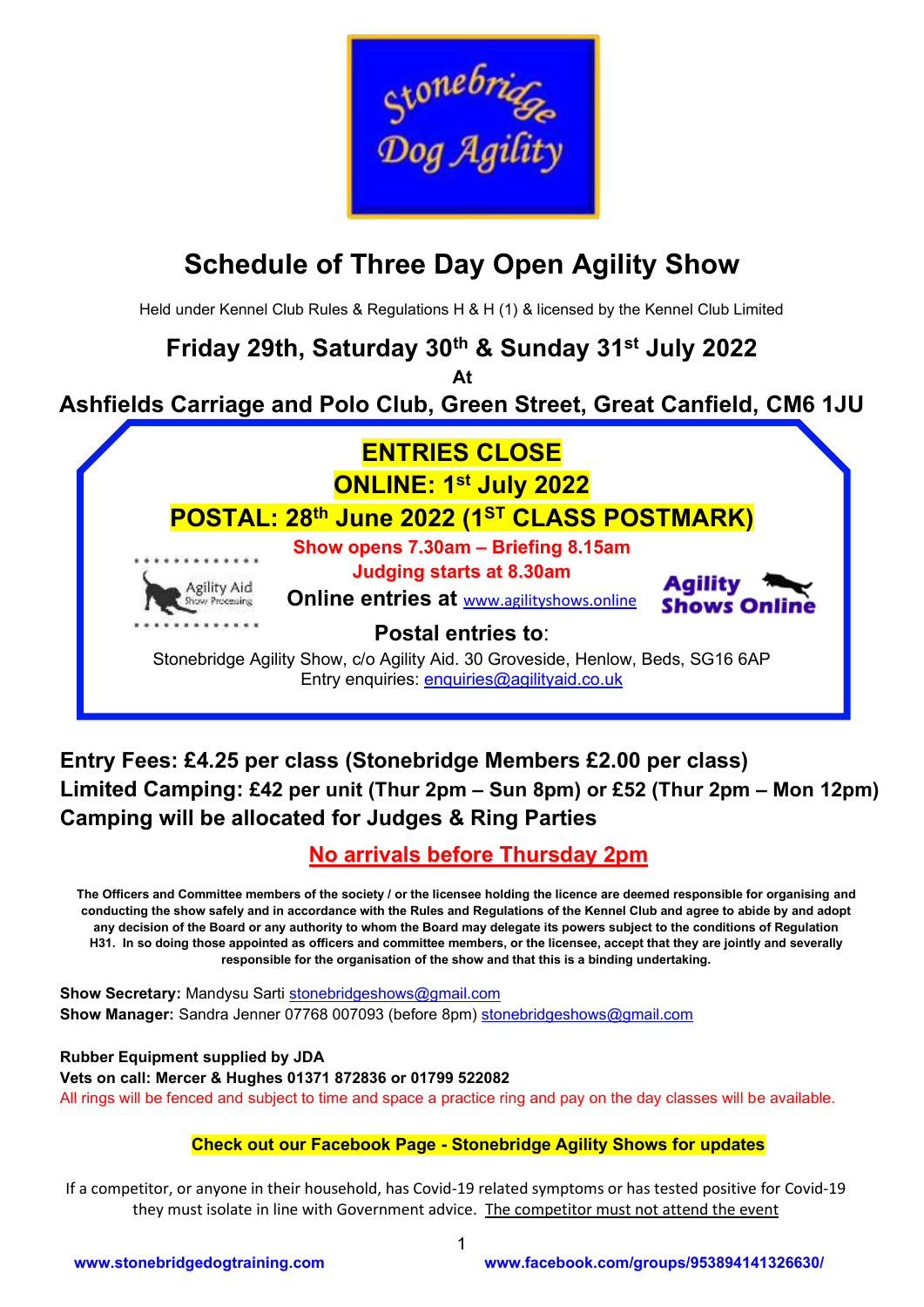Stonebridge Dog Agility

# Schedule of Three Day Open Agility Show

Held under Kennel Club Rules & Regulations H & H (1) & licensed by the Kennel Club Limited

## Friday 29th, Saturday 30th & Sunday 31st July 2022

**At**

## Ashfields Carriage and Polo Club, Green Street, Great Canfield, CM6 1JU

**ENTRIES CLOSE**

**ONLINE: 1st July 2022**

**POSTAL: 28th June 2022 (1ST CLASS POSTMARK)**

**Show opens 7.30am – Briefing 8.15am**

**Judging starts at 8.30am**

Agility Aid Show Processing

**Online entries at** www.agilityshows.online

Agility Shows Online

**Postal entries to**:

Stonebridge Agility Show, c/o Agility Aid. 30 Groveside, Henlow, Beds, SG16 6AP

Entry enquiries: enquiries@agilityaid.co.uk

**Entry Fees: £4.25 per class (Stonebridge Members £2.00 per class)**

**Limited Camping: £42 per unit (Thur 2pm – Sun 8pm) or £52 (Thur 2pm – Mon 12pm)**

**Camping will be allocated for Judges & Ring Parties**

**No arrivals before Thursday 2pm**

**The Officers and Committee members of the society / or the licensee holding the licence are deemed responsible for organising and conducting the show safely and in accordance with the Rules and Regulations of the Kennel Club and agree to abide by and adopt any decision of the Board or any authority to whom the Board may delegate its powers subject to the conditions of Regulation H31. In so doing those appointed as officers and committee members, or the licensee, accept that they are jointly and severally responsible for the organisation of the show and that this is a binding undertaking.**

**Show Secretary:** Mandysu Sarti stonebridgeshows@gmail.com

**Show Manager:** Sandra Jenner 07768 007093 (before 8pm) stonebridgeshows@gmail.com

**Rubber Equipment supplied by JDA**

**Vets on call: Mercer & Hughes 01371 872836 or 01799 522082**

All rings will be fenced and subject to time and space a practice ring and pay on the day classes will be available.

**Check out our Facebook Page - Stonebridge Agility Shows for updates**

If a competitor, or anyone in their household, has Covid-19 related symptoms or has tested positive for Covid-19 they must isolate in line with Government advice. The competitor must not attend the event

www.stonebridgedogtraining.com www.facebook.com/groups/953894141326630/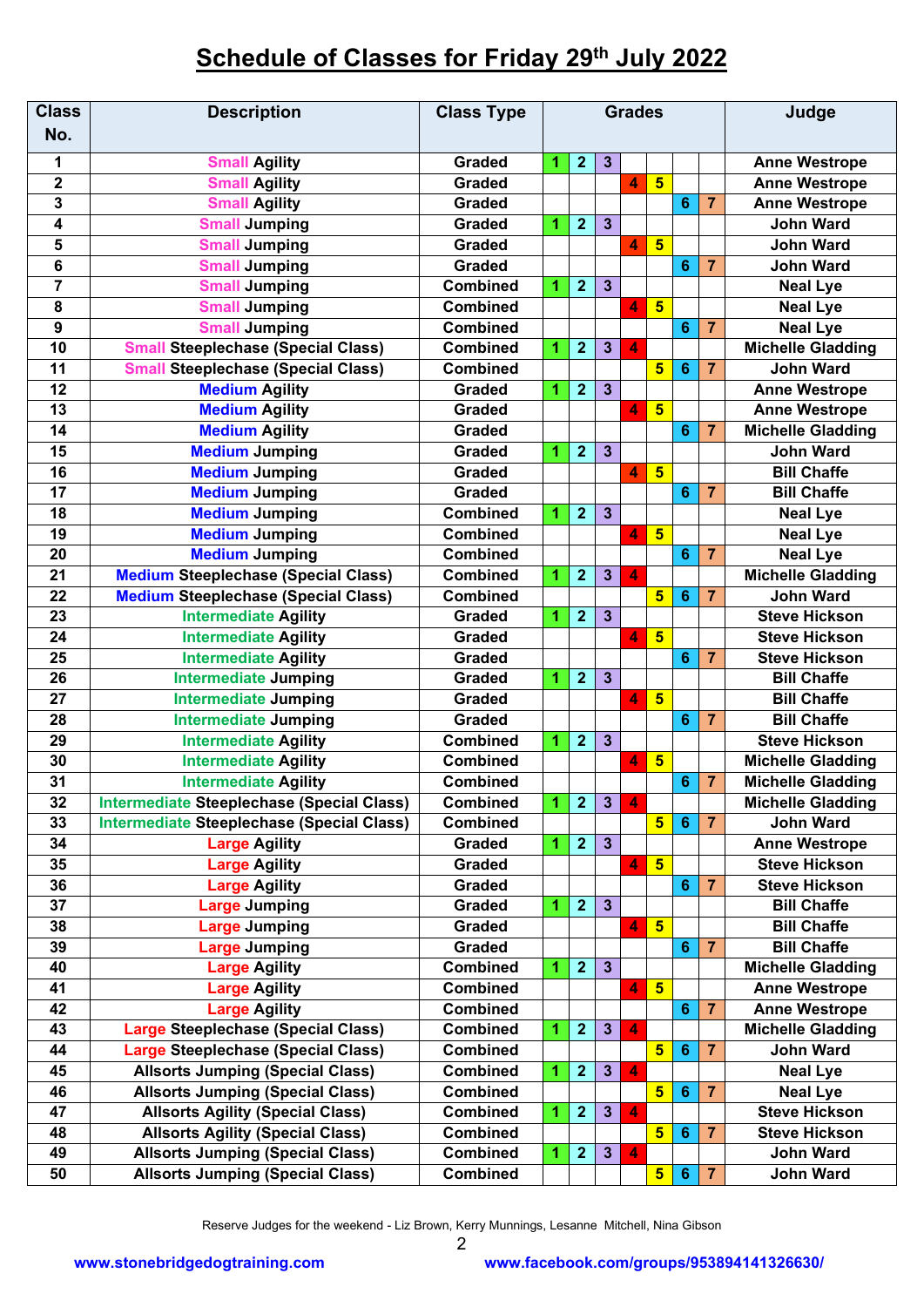# Schedule of Classes for Friday 29th July 2022

| Class No. | Description | Class Type | Grades | | | | | | | Judge |
|---|---|---|---|---|---|---|---|---|---|---|
| 1 | Small Agility | Graded | 1 | 2 | 3 | | | | | Anne Westrope |
| 2 | Small Agility | Graded | | | | 4 | 5 | | | Anne Westrope |
| 3 | Small Agility | Graded | | | | | | 6 | 7 | Anne Westrope |
| 4 | Small Jumping | Graded | 1 | 2 | 3 | | | | | John Ward |
| 5 | Small Jumping | Graded | | | | 4 | 5 | | | John Ward |
| 6 | Small Jumping | Graded | | | | | | 6 | 7 | John Ward |
| 7 | Small Jumping | Combined | 1 | 2 | 3 | | | | | Neal Lye |
| 8 | Small Jumping | Combined | | | | 4 | 5 | | | Neal Lye |
| 9 | Small Jumping | Combined | | | | | | 6 | 7 | Neal Lye |
| 10 | Small Steeplechase (Special Class) | Combined | 1 | 2 | 3 | 4 | | | | Michelle Gladding |
| 11 | Small Steeplechase (Special Class) | Combined | | | | | 5 | 6 | 7 | John Ward |
| 12 | Medium Agility | Graded | 1 | 2 | 3 | | | | | Anne Westrope |
| 13 | Medium Agility | Graded | | | | 4 | 5 | | | Anne Westrope |
| 14 | Medium Agility | Graded | | | | | | 6 | 7 | Michelle Gladding |
| 15 | Medium Jumping | Graded | 1 | 2 | 3 | | | | | John Ward |
| 16 | Medium Jumping | Graded | | | | 4 | 5 | | | Bill Chaffe |
| 17 | Medium Jumping | Graded | | | | | | 6 | 7 | Bill Chaffe |
| 18 | Medium Jumping | Combined | 1 | 2 | 3 | | | | | Neal Lye |
| 19 | Medium Jumping | Combined | | | | 4 | 5 | | | Neal Lye |
| 20 | Medium Jumping | Combined | | | | | | 6 | 7 | Neal Lye |
| 21 | Medium Steeplechase (Special Class) | Combined | 1 | 2 | 3 | 4 | | | | Michelle Gladding |
| 22 | Medium Steeplechase (Special Class) | Combined | | | | | 5 | 6 | 7 | John Ward |
| 23 | Intermediate Agility | Graded | 1 | 2 | 3 | | | | | Steve Hickson |
| 24 | Intermediate Agility | Graded | | | | 4 | 5 | | | Steve Hickson |
| 25 | Intermediate Agility | Graded | | | | | | 6 | 7 | Steve Hickson |
| 26 | Intermediate Jumping | Graded | 1 | 2 | 3 | | | | | Bill Chaffe |
| 27 | Intermediate Jumping | Graded | | | | 4 | 5 | | | Bill Chaffe |
| 28 | Intermediate Jumping | Graded | | | | | | 6 | 7 | Bill Chaffe |
| 29 | Intermediate Agility | Combined | 1 | 2 | 3 | | | | | Steve Hickson |
| 30 | Intermediate Agility | Combined | | | | 4 | 5 | | | Michelle Gladding |
| 31 | Intermediate Agility | Combined | | | | | | 6 | 7 | Michelle Gladding |
| 32 | Intermediate Steeplechase (Special Class) | Combined | 1 | 2 | 3 | 4 | | | | Michelle Gladding |
| 33 | Intermediate Steeplechase (Special Class) | Combined | | | | | 5 | 6 | 7 | John Ward |
| 34 | Large Agility | Graded | 1 | 2 | 3 | | | | | Anne Westrope |
| 35 | Large Agility | Graded | | | | 4 | 5 | | | Steve Hickson |
| 36 | Large Agility | Graded | | | | | | 6 | 7 | Steve Hickson |
| 37 | Large Jumping | Graded | 1 | 2 | 3 | | | | | Bill Chaffe |
| 38 | Large Jumping | Graded | | | | 4 | 5 | | | Bill Chaffe |
| 39 | Large Jumping | Graded | | | | | | 6 | 7 | Bill Chaffe |
| 40 | Large Agility | Combined | 1 | 2 | 3 | | | | | Michelle Gladding |
| 41 | Large Agility | Combined | | | | 4 | 5 | | | Anne Westrope |
| 42 | Large Agility | Combined | | | | | | 6 | 7 | Anne Westrope |
| 43 | Large Steeplechase (Special Class) | Combined | 1 | 2 | 3 | 4 | | | | Michelle Gladding |
| 44 | Large Steeplechase (Special Class) | Combined | | | | | 5 | 6 | 7 | John Ward |
| 45 | Allsorts Jumping (Special Class) | Combined | 1 | 2 | 3 | 4 | | | | Neal Lye |
| 46 | Allsorts Jumping (Special Class) | Combined | | | | | 5 | 6 | 7 | Neal Lye |
| 47 | Allsorts Agility (Special Class) | Combined | 1 | 2 | 3 | 4 | | | | Steve Hickson |
| 48 | Allsorts Agility (Special Class) | Combined | | | | | 5 | 6 | 7 | Steve Hickson |
| 49 | Allsorts Jumping (Special Class) | Combined | 1 | 2 | 3 | 4 | | | | John Ward |
| 50 | Allsorts Jumping (Special Class) | Combined | | | | | 5 | 6 | 7 | John Ward |

Reserve Judges for the weekend - Liz Brown, Kerry Munnings, Lesanne Mitchell, Nina Gibson

www.stonebridgedogtraining.com www.facebook.com/groups/953894141326630/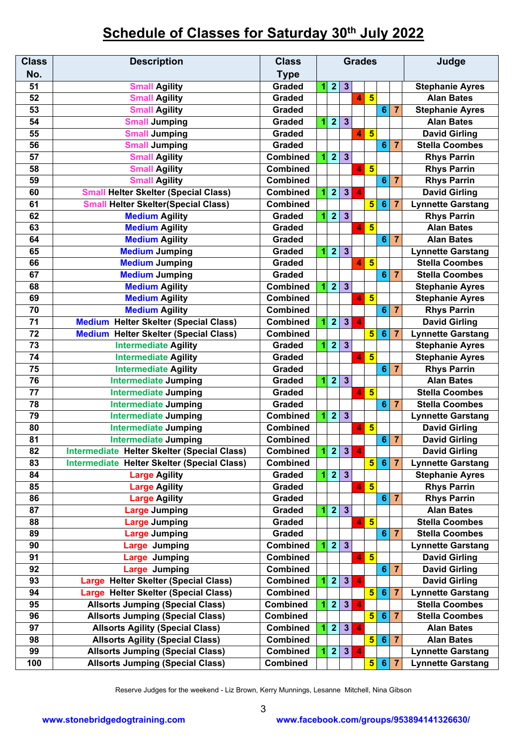# Schedule of Classes for Saturday 30th July 2022

| Class No. | Description | Class Type | Grades | | | | | | | Judge |
|---|---|---|---|---|---|---|---|---|---|---|
| 51 | Small Agility | Graded | 1 | 2 | 3 | | | | | Stephanie Ayres |
| 52 | Small Agility | Graded | | | | 4 | 5 | | | Alan Bates |
| 53 | Small Agility | Graded | | | | | | 6 | 7 | Stephanie Ayres |
| 54 | Small Jumping | Graded | 1 | 2 | 3 | | | | | Alan Bates |
| 55 | Small Jumping | Graded | | | | 4 | 5 | | | David Girling |
| 56 | Small Jumping | Graded | | | | | | 6 | 7 | Stella Coombes |
| 57 | Small Agility | Combined | 1 | 2 | 3 | | | | | Rhys Parrin |
| 58 | Small Agility | Combined | | | | 4 | 5 | | | Rhys Parrin |
| 59 | Small Agility | Combined | | | | | | 6 | 7 | Rhys Parrin |
| 60 | Small Helter Skelter (Special Class) | Combined | 1 | 2 | 3 | 4 | | | | David Girling |
| 61 | Small Helter Skelter(Special Class) | Combined | | | | | 5 | 6 | 7 | Lynnette Garstang |
| 62 | Medium Agility | Graded | 1 | 2 | 3 | | | | | Rhys Parrin |
| 63 | Medium Agility | Graded | | | | 4 | 5 | | | Alan Bates |
| 64 | Medium Agility | Graded | | | | | | 6 | 7 | Alan Bates |
| 65 | Medium Jumping | Graded | 1 | 2 | 3 | | | | | Lynnette Garstang |
| 66 | Medium Jumping | Graded | | | | 4 | 5 | | | Stella Coombes |
| 67 | Medium Jumping | Graded | | | | | | 6 | 7 | Stella Coombes |
| 68 | Medium Agility | Combined | 1 | 2 | 3 | | | | | Stephanie Ayres |
| 69 | Medium Agility | Combined | | | | 4 | 5 | | | Stephanie Ayres |
| 70 | Medium Agility | Combined | | | | | | 6 | 7 | Rhys Parrin |
| 71 | Medium Helter Skelter (Special Class) | Combined | 1 | 2 | 3 | 4 | | | | David Girling |
| 72 | Medium Helter Skelter (Special Class) | Combined | | | | | 5 | 6 | 7 | Lynnette Garstang |
| 73 | Intermediate Agility | Graded | 1 | 2 | 3 | | | | | Stephanie Ayres |
| 74 | Intermediate Agility | Graded | | | | 4 | 5 | | | Stephanie Ayres |
| 75 | Intermediate Agility | Graded | | | | | | 6 | 7 | Rhys Parrin |
| 76 | Intermediate Jumping | Graded | 1 | 2 | 3 | | | | | Alan Bates |
| 77 | Intermediate Jumping | Graded | | | | 4 | 5 | | | Stella Coombes |
| 78 | Intermediate Jumping | Graded | | | | | | 6 | 7 | Stella Coombes |
| 79 | Intermediate Jumping | Combined | 1 | 2 | 3 | | | | | Lynnette Garstang |
| 80 | Intermediate Jumping | Combined | | | | 4 | 5 | | | David Girling |
| 81 | Intermediate Jumping | Combined | | | | | | 6 | 7 | David Girling |
| 82 | Intermediate Helter Skelter (Special Class) | Combined | 1 | 2 | 3 | 4 | | | | David Girling |
| 83 | Intermediate Helter Skelter (Special Class) | Combined | | | | | 5 | 6 | 7 | Lynnette Garstang |
| 84 | Large Agility | Graded | 1 | 2 | 3 | | | | | Stephanie Ayres |
| 85 | Large Agility | Graded | | | | 4 | 5 | | | Rhys Parrin |
| 86 | Large Agility | Graded | | | | | | 6 | 7 | Rhys Parrin |
| 87 | Large Jumping | Graded | 1 | 2 | 3 | | | | | Alan Bates |
| 88 | Large Jumping | Graded | | | | 4 | 5 | | | Stella Coombes |
| 89 | Large Jumping | Graded | | | | | | 6 | 7 | Stella Coombes |
| 90 | Large Jumping | Combined | 1 | 2 | 3 | | | | | Lynnette Garstang |
| 91 | Large Jumping | Combined | | | | 4 | 5 | | | David Girling |
| 92 | Large Jumping | Combined | | | | | | 6 | 7 | David Girling |
| 93 | Large Helter Skelter (Special Class) | Combined | 1 | 2 | 3 | 4 | | | | David Girling |
| 94 | Large Helter Skelter (Special Class) | Combined | | | | | 5 | 6 | 7 | Lynnette Garstang |
| 95 | Allsorts Jumping (Special Class) | Combined | 1 | 2 | 3 | 4 | | | | Stella Coombes |
| 96 | Allsorts Jumping (Special Class) | Combined | | | | | 5 | 6 | 7 | Stella Coombes |
| 97 | Allsorts Agility (Special Class) | Combined | 1 | 2 | 3 | 4 | | | | Alan Bates |
| 98 | Allsorts Agility (Special Class) | Combined | | | | | 5 | 6 | 7 | Alan Bates |
| 99 | Allsorts Jumping (Special Class) | Combined | 1 | 2 | 3 | 4 | | | | Lynnette Garstang |
| 100 | Allsorts Jumping (Special Class) | Combined | | | | | 5 | 6 | 7 | Lynnette Garstang |

Reserve Judges for the weekend - Liz Brown, Kerry Munnings, Lesanne Mitchell, Nina Gibson

www.stonebridgedogtraining.com www.facebook.com/groups/953894141326630/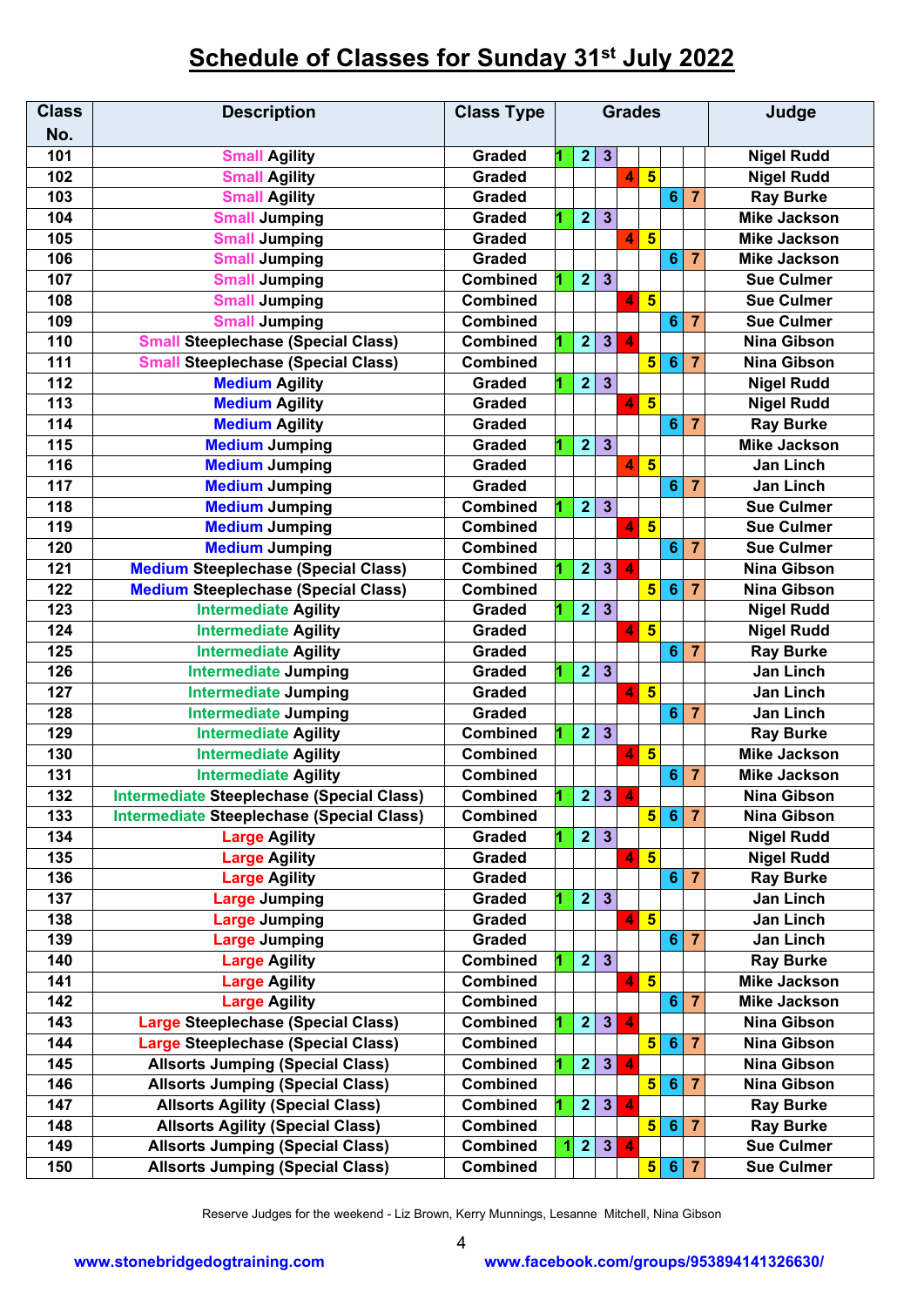# Schedule of Classes for Sunday 31st July 2022

| Class No. | Description | Class Type | Grades | | | | | | | Judge |
|---|---|---|---|---|---|---|---|---|---|---|
| 101 | Small Agility | Graded | 1 | 2 | 3 | | | | | Nigel Rudd |
| 102 | Small Agility | Graded | | | | 4 | 5 | | | Nigel Rudd |
| 103 | Small Agility | Graded | | | | | | 6 | 7 | Ray Burke |
| 104 | Small Jumping | Graded | 1 | 2 | 3 | | | | | Mike Jackson |
| 105 | Small Jumping | Graded | | | | 4 | 5 | | | Mike Jackson |
| 106 | Small Jumping | Graded | | | | | | 6 | 7 | Mike Jackson |
| 107 | Small Jumping | Combined | 1 | 2 | 3 | | | | | Sue Culmer |
| 108 | Small Jumping | Combined | | | | 4 | 5 | | | Sue Culmer |
| 109 | Small Jumping | Combined | | | | | | 6 | 7 | Sue Culmer |
| 110 | Small Steeplechase (Special Class) | Combined | 1 | 2 | 3 | 4 | | | | Nina Gibson |
| 111 | Small Steeplechase (Special Class) | Combined | | | | | 5 | 6 | 7 | Nina Gibson |
| 112 | Medium Agility | Graded | 1 | 2 | 3 | | | | | Nigel Rudd |
| 113 | Medium Agility | Graded | | | | 4 | 5 | | | Nigel Rudd |
| 114 | Medium Agility | Graded | | | | | | 6 | 7 | Ray Burke |
| 115 | Medium Jumping | Graded | 1 | 2 | 3 | | | | | Mike Jackson |
| 116 | Medium Jumping | Graded | | | | 4 | 5 | | | Jan Linch |
| 117 | Medium Jumping | Graded | | | | | | 6 | 7 | Jan Linch |
| 118 | Medium Jumping | Combined | 1 | 2 | 3 | | | | | Sue Culmer |
| 119 | Medium Jumping | Combined | | | | 4 | 5 | | | Sue Culmer |
| 120 | Medium Jumping | Combined | | | | | | 6 | 7 | Sue Culmer |
| 121 | Medium Steeplechase (Special Class) | Combined | 1 | 2 | 3 | 4 | | | | Nina Gibson |
| 122 | Medium Steeplechase (Special Class) | Combined | | | | | 5 | 6 | 7 | Nina Gibson |
| 123 | Intermediate Agility | Graded | 1 | 2 | 3 | | | | | Nigel Rudd |
| 124 | Intermediate Agility | Graded | | | | 4 | 5 | | | Nigel Rudd |
| 125 | Intermediate Agility | Graded | | | | | | 6 | 7 | Ray Burke |
| 126 | Intermediate Jumping | Graded | 1 | 2 | 3 | | | | | Jan Linch |
| 127 | Intermediate Jumping | Graded | | | | 4 | 5 | | | Jan Linch |
| 128 | Intermediate Jumping | Graded | | | | | | 6 | 7 | Jan Linch |
| 129 | Intermediate Agility | Combined | 1 | 2 | 3 | | | | | Ray Burke |
| 130 | Intermediate Agility | Combined | | | | 4 | 5 | | | Mike Jackson |
| 131 | Intermediate Agility | Combined | | | | | | 6 | 7 | Mike Jackson |
| 132 | Intermediate Steeplechase (Special Class) | Combined | 1 | 2 | 3 | 4 | | | | Nina Gibson |
| 133 | Intermediate Steeplechase (Special Class) | Combined | | | | | 5 | 6 | 7 | Nina Gibson |
| 134 | Large Agility | Graded | 1 | 2 | 3 | | | | | Nigel Rudd |
| 135 | Large Agility | Graded | | | | 4 | 5 | | | Nigel Rudd |
| 136 | Large Agility | Graded | | | | | | 6 | 7 | Ray Burke |
| 137 | Large Jumping | Graded | 1 | 2 | 3 | | | | | Jan Linch |
| 138 | Large Jumping | Graded | | | | 4 | 5 | | | Jan Linch |
| 139 | Large Jumping | Graded | | | | | | 6 | 7 | Jan Linch |
| 140 | Large Agility | Combined | 1 | 2 | 3 | | | | | Ray Burke |
| 141 | Large Agility | Combined | | | | 4 | 5 | | | Mike Jackson |
| 142 | Large Agility | Combined | | | | | | 6 | 7 | Mike Jackson |
| 143 | Large Steeplechase (Special Class) | Combined | 1 | 2 | 3 | 4 | | | | Nina Gibson |
| 144 | Large Steeplechase (Special Class) | Combined | | | | | 5 | 6 | 7 | Nina Gibson |
| 145 | Allsorts Jumping (Special Class) | Combined | 1 | 2 | 3 | 4 | | | | Nina Gibson |
| 146 | Allsorts Jumping (Special Class) | Combined | | | | | 5 | 6 | 7 | Nina Gibson |
| 147 | Allsorts Agility (Special Class) | Combined | 1 | 2 | 3 | 4 | | | | Ray Burke |
| 148 | Allsorts Agility (Special Class) | Combined | | | | | 5 | 6 | 7 | Ray Burke |
| 149 | Allsorts Jumping (Special Class) | Combined | 1 | 2 | 3 | 4 | | | | Sue Culmer |
| 150 | Allsorts Jumping (Special Class) | Combined | | | | | 5 | 6 | 7 | Sue Culmer |

Reserve Judges for the weekend - Liz Brown, Kerry Munnings, Lesanne Mitchell, Nina Gibson

www.stonebridgedogtraining.com www.facebook.com/groups/953894141326630/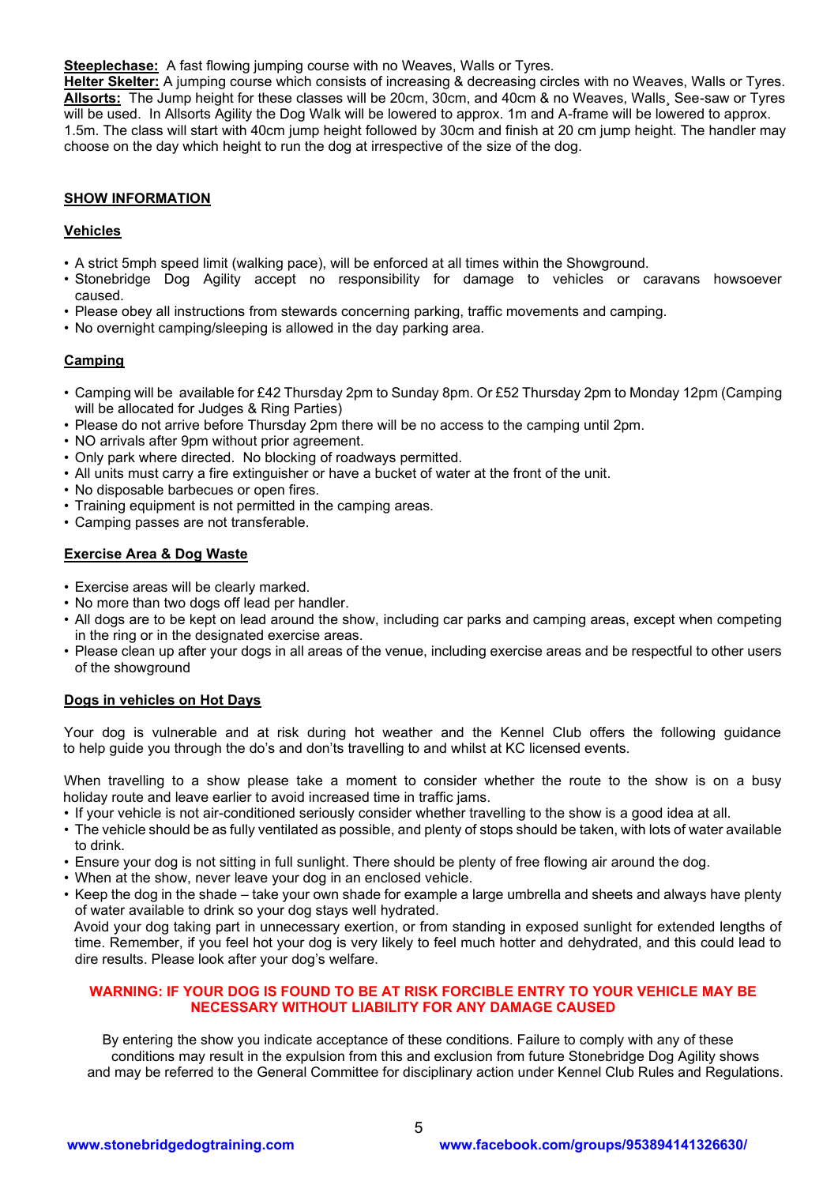**Steeplechase:** A fast flowing jumping course with no Weaves, Walls or Tyres.
**Helter Skelter:** A jumping course which consists of increasing & decreasing circles with no Weaves, Walls or Tyres.
**Allsorts:** The Jump height for these classes will be 20cm, 30cm, and 40cm & no Weaves, Walls¸ See-saw or Tyres will be used. In Allsorts Agility the Dog Walk will be lowered to approx. 1m and A-frame will be lowered to approx. 1.5m. The class will start with 40cm jump height followed by 30cm and finish at 20 cm jump height. The handler may choose on the day which height to run the dog at irrespective of the size of the dog.

## SHOW INFORMATION

### Vehicles

- A strict 5mph speed limit (walking pace), will be enforced at all times within the Showground.
- Stonebridge Dog Agility accept no responsibility for damage to vehicles or caravans howsoever caused.
- Please obey all instructions from stewards concerning parking, traffic movements and camping.
- No overnight camping/sleeping is allowed in the day parking area.

### Camping

- Camping will be available for £42 Thursday 2pm to Sunday 8pm. Or £52 Thursday 2pm to Monday 12pm (Camping will be allocated for Judges & Ring Parties)
- Please do not arrive before Thursday 2pm there will be no access to the camping until 2pm.
- NO arrivals after 9pm without prior agreement.
- Only park where directed. No blocking of roadways permitted.
- All units must carry a fire extinguisher or have a bucket of water at the front of the unit.
- No disposable barbecues or open fires.
- Training equipment is not permitted in the camping areas.
- Camping passes are not transferable.

### Exercise Area & Dog Waste

- Exercise areas will be clearly marked.
- No more than two dogs off lead per handler.
- All dogs are to be kept on lead around the show, including car parks and camping areas, except when competing in the ring or in the designated exercise areas.
- Please clean up after your dogs in all areas of the venue, including exercise areas and be respectful to other users of the showground

### Dogs in vehicles on Hot Days

Your dog is vulnerable and at risk during hot weather and the Kennel Club offers the following guidance to help guide you through the do's and don'ts travelling to and whilst at KC licensed events.

When travelling to a show please take a moment to consider whether the route to the show is on a busy holiday route and leave earlier to avoid increased time in traffic jams.

- If your vehicle is not air-conditioned seriously consider whether travelling to the show is a good idea at all.
- The vehicle should be as fully ventilated as possible, and plenty of stops should be taken, with lots of water available to drink.
- Ensure your dog is not sitting in full sunlight. There should be plenty of free flowing air around the dog.
- When at the show, never leave your dog in an enclosed vehicle.
- Keep the dog in the shade – take your own shade for example a large umbrella and sheets and always have plenty of water available to drink so your dog stays well hydrated.
  Avoid your dog taking part in unnecessary exertion, or from standing in exposed sunlight for extended lengths of time. Remember, if you feel hot your dog is very likely to feel much hotter and dehydrated, and this could lead to dire results. Please look after your dog's welfare.

**WARNING: IF YOUR DOG IS FOUND TO BE AT RISK FORCIBLE ENTRY TO YOUR VEHICLE MAY BE NECESSARY WITHOUT LIABILITY FOR ANY DAMAGE CAUSED**

By entering the show you indicate acceptance of these conditions. Failure to comply with any of these conditions may result in the expulsion from this and exclusion from future Stonebridge Dog Agility shows and may be referred to the General Committee for disciplinary action under Kennel Club Rules and Regulations.

www.stonebridgedogtraining.com www.facebook.com/groups/953894141326630/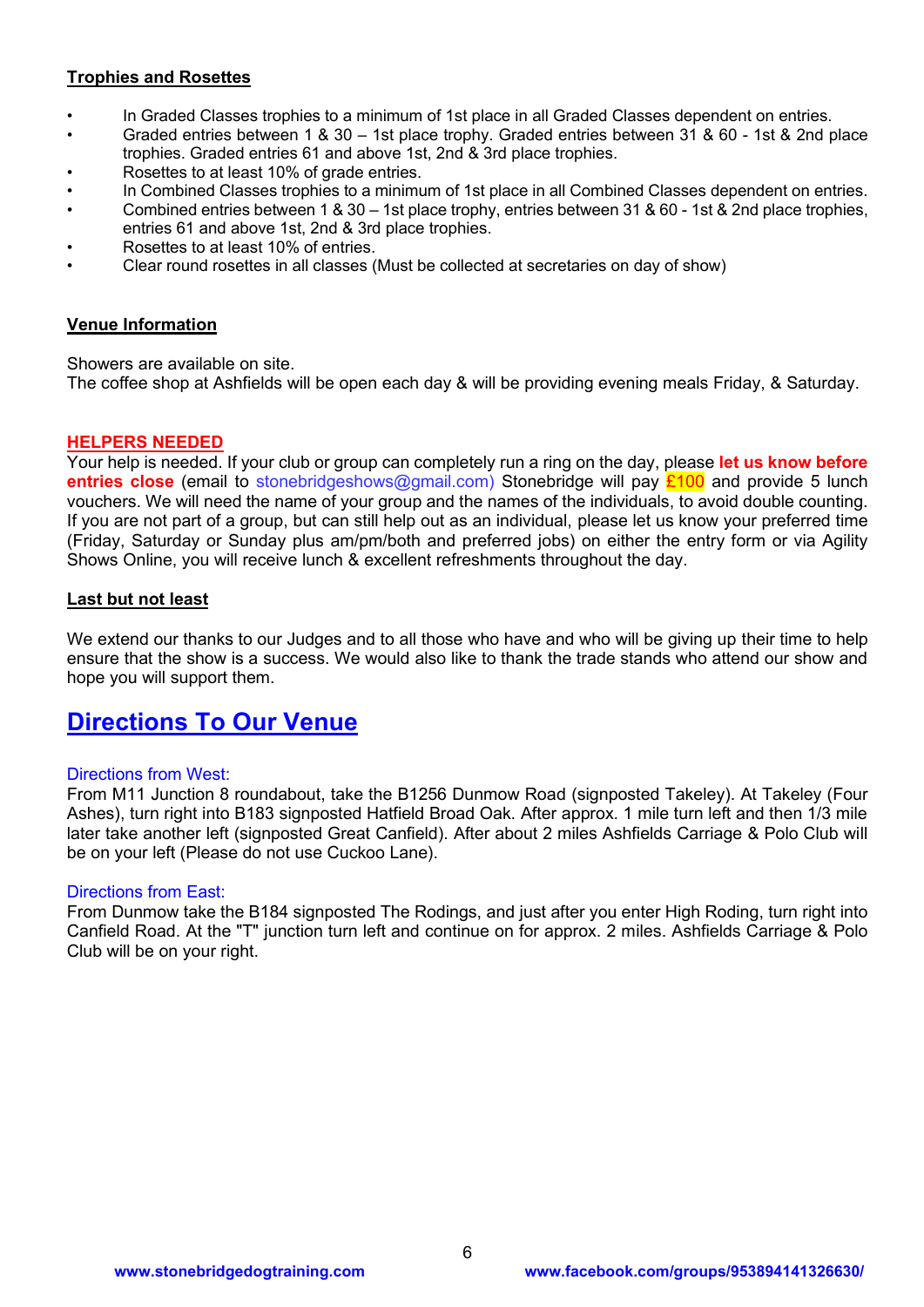## Trophies and Rosettes

- In Graded Classes trophies to a minimum of 1st place in all Graded Classes dependent on entries.
- Graded entries between 1 & 30 – 1st place trophy. Graded entries between 31 & 60 - 1st & 2nd place trophies. Graded entries 61 and above 1st, 2nd & 3rd place trophies.
- Rosettes to at least 10% of grade entries.
- In Combined Classes trophies to a minimum of 1st place in all Combined Classes dependent on entries.
- Combined entries between 1 & 30 – 1st place trophy, entries between 31 & 60 - 1st & 2nd place trophies, entries 61 and above 1st, 2nd & 3rd place trophies.
- Rosettes to at least 10% of entries.
- Clear round rosettes in all classes (Must be collected at secretaries on day of show)

## Venue Information

Showers are available on site.
The coffee shop at Ashfields will be open each day & will be providing evening meals Friday, & Saturday.

## HELPERS NEEDED

Your help is needed. If your club or group can completely run a ring on the day, please **let us know before entries close** (email to stonebridgeshows@gmail.com) Stonebridge will pay £100 and provide 5 lunch vouchers. We will need the name of your group and the names of the individuals, to avoid double counting. If you are not part of a group, but can still help out as an individual, please let us know your preferred time (Friday, Saturday or Sunday plus am/pm/both and preferred jobs) on either the entry form or via Agility Shows Online, you will receive lunch & excellent refreshments throughout the day.

## Last but not least

We extend our thanks to our Judges and to all those who have and who will be giving up their time to help ensure that the show is a success. We would also like to thank the trade stands who attend our show and hope you will support them.

# Directions To Our Venue

### Directions from West:

From M11 Junction 8 roundabout, take the B1256 Dunmow Road (signposted Takeley). At Takeley (Four Ashes), turn right into B183 signposted Hatfield Broad Oak. After approx. 1 mile turn left and then 1/3 mile later take another left (signposted Great Canfield). After about 2 miles Ashfields Carriage & Polo Club will be on your left (Please do not use Cuckoo Lane).

### Directions from East:

From Dunmow take the B184 signposted The Rodings, and just after you enter High Roding, turn right into Canfield Road. At the "T" junction turn left and continue on for approx. 2 miles. Ashfields Carriage & Polo Club will be on your right.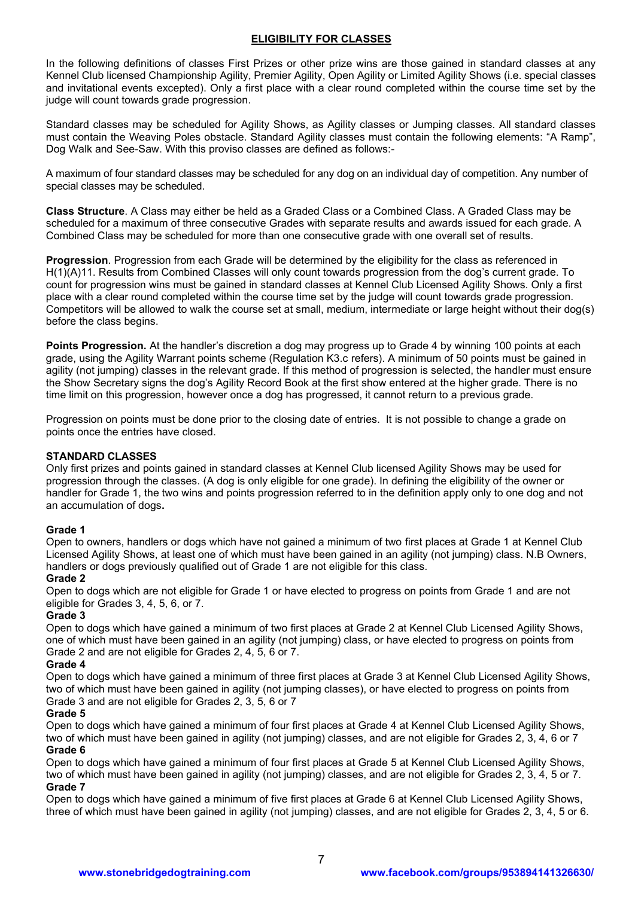## ELIGIBILITY FOR CLASSES

In the following definitions of classes First Prizes or other prize wins are those gained in standard classes at any Kennel Club licensed Championship Agility, Premier Agility, Open Agility or Limited Agility Shows (i.e. special classes and invitational events excepted). Only a first place with a clear round completed within the course time set by the judge will count towards grade progression.

Standard classes may be scheduled for Agility Shows, as Agility classes or Jumping classes. All standard classes must contain the Weaving Poles obstacle. Standard Agility classes must contain the following elements: "A Ramp", Dog Walk and See-Saw. With this proviso classes are defined as follows:-

A maximum of four standard classes may be scheduled for any dog on an individual day of competition. Any number of special classes may be scheduled.

**Class Structure**. A Class may either be held as a Graded Class or a Combined Class. A Graded Class may be scheduled for a maximum of three consecutive Grades with separate results and awards issued for each grade. A Combined Class may be scheduled for more than one consecutive grade with one overall set of results.

**Progression**. Progression from each Grade will be determined by the eligibility for the class as referenced in H(1)(A)11. Results from Combined Classes will only count towards progression from the dog's current grade. To count for progression wins must be gained in standard classes at Kennel Club Licensed Agility Shows. Only a first place with a clear round completed within the course time set by the judge will count towards grade progression. Competitors will be allowed to walk the course set at small, medium, intermediate or large height without their dog(s) before the class begins.

**Points Progression.** At the handler's discretion a dog may progress up to Grade 4 by winning 100 points at each grade, using the Agility Warrant points scheme (Regulation K3.c refers). A minimum of 50 points must be gained in agility (not jumping) classes in the relevant grade. If this method of progression is selected, the handler must ensure the Show Secretary signs the dog's Agility Record Book at the first show entered at the higher grade. There is no time limit on this progression, however once a dog has progressed, it cannot return to a previous grade.

Progression on points must be done prior to the closing date of entries. It is not possible to change a grade on points once the entries have closed.

### STANDARD CLASSES

Only first prizes and points gained in standard classes at Kennel Club licensed Agility Shows may be used for progression through the classes. (A dog is only eligible for one grade). In defining the eligibility of the owner or handler for Grade 1, the two wins and points progression referred to in the definition apply only to one dog and not an accumulation of dogs**.**

**Grade 1**
Open to owners, handlers or dogs which have not gained a minimum of two first places at Grade 1 at Kennel Club Licensed Agility Shows, at least one of which must have been gained in an agility (not jumping) class. N.B Owners, handlers or dogs previously qualified out of Grade 1 are not eligible for this class.

**Grade 2**
Open to dogs which are not eligible for Grade 1 or have elected to progress on points from Grade 1 and are not eligible for Grades 3, 4, 5, 6, or 7.

**Grade 3**
Open to dogs which have gained a minimum of two first places at Grade 2 at Kennel Club Licensed Agility Shows, one of which must have been gained in an agility (not jumping) class, or have elected to progress on points from Grade 2 and are not eligible for Grades 2, 4, 5, 6 or 7.

**Grade 4**
Open to dogs which have gained a minimum of three first places at Grade 3 at Kennel Club Licensed Agility Shows, two of which must have been gained in agility (not jumping classes), or have elected to progress on points from Grade 3 and are not eligible for Grades 2, 3, 5, 6 or 7

**Grade 5**
Open to dogs which have gained a minimum of four first places at Grade 4 at Kennel Club Licensed Agility Shows, two of which must have been gained in agility (not jumping) classes, and are not eligible for Grades 2, 3, 4, 6 or 7

**Grade 6**
Open to dogs which have gained a minimum of four first places at Grade 5 at Kennel Club Licensed Agility Shows, two of which must have been gained in agility (not jumping) classes, and are not eligible for Grades 2, 3, 4, 5 or 7.

**Grade 7**
Open to dogs which have gained a minimum of five first places at Grade 6 at Kennel Club Licensed Agility Shows, three of which must have been gained in agility (not jumping) classes, and are not eligible for Grades 2, 3, 4, 5 or 6.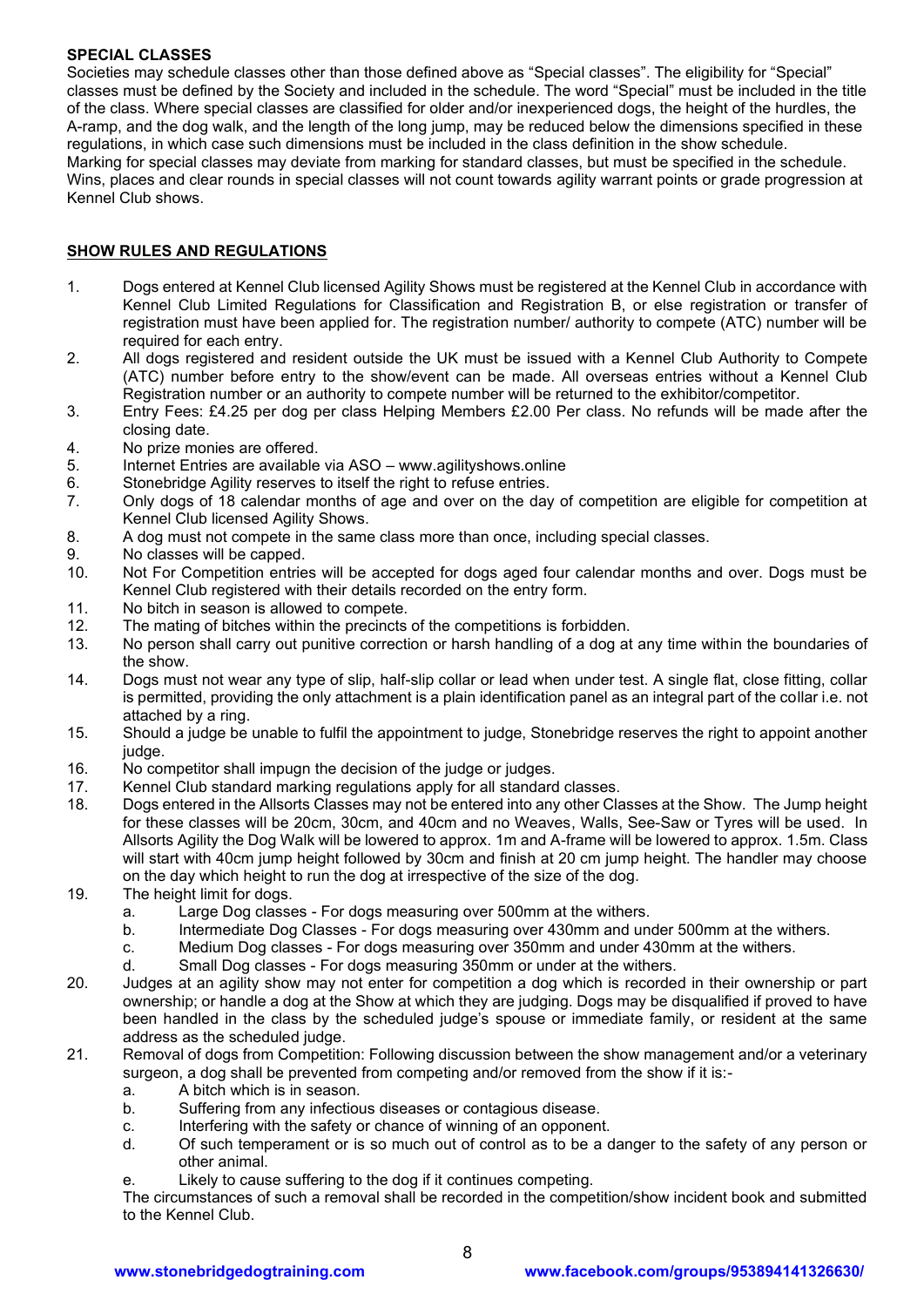**SPECIAL CLASSES**

Societies may schedule classes other than those defined above as "Special classes". The eligibility for "Special" classes must be defined by the Society and included in the schedule. The word "Special" must be included in the title of the class. Where special classes are classified for older and/or inexperienced dogs, the height of the hurdles, the A-ramp, and the dog walk, and the length of the long jump, may be reduced below the dimensions specified in these regulations, in which case such dimensions must be included in the class definition in the show schedule.
Marking for special classes may deviate from marking for standard classes, but must be specified in the schedule.
Wins, places and clear rounds in special classes will not count towards agility warrant points or grade progression at Kennel Club shows.

## SHOW RULES AND REGULATIONS

1. Dogs entered at Kennel Club licensed Agility Shows must be registered at the Kennel Club in accordance with Kennel Club Limited Regulations for Classification and Registration B, or else registration or transfer of registration must have been applied for. The registration number/ authority to compete (ATC) number will be required for each entry.
2. All dogs registered and resident outside the UK must be issued with a Kennel Club Authority to Compete (ATC) number before entry to the show/event can be made. All overseas entries without a Kennel Club Registration number or an authority to compete number will be returned to the exhibitor/competitor.
3. Entry Fees: £4.25 per dog per class Helping Members £2.00 Per class. No refunds will be made after the closing date.
4. No prize monies are offered.
5. Internet Entries are available via ASO – www.agilityshows.online
6. Stonebridge Agility reserves to itself the right to refuse entries.
7. Only dogs of 18 calendar months of age and over on the day of competition are eligible for competition at Kennel Club licensed Agility Shows.
8. A dog must not compete in the same class more than once, including special classes.
9. No classes will be capped.
10. Not For Competition entries will be accepted for dogs aged four calendar months and over. Dogs must be Kennel Club registered with their details recorded on the entry form.
11. No bitch in season is allowed to compete.
12. The mating of bitches within the precincts of the competitions is forbidden.
13. No person shall carry out punitive correction or harsh handling of a dog at any time within the boundaries of the show.
14. Dogs must not wear any type of slip, half-slip collar or lead when under test. A single flat, close fitting, collar is permitted, providing the only attachment is a plain identification panel as an integral part of the collar i.e. not attached by a ring.
15. Should a judge be unable to fulfil the appointment to judge, Stonebridge reserves the right to appoint another judge.
16. No competitor shall impugn the decision of the judge or judges.
17. Kennel Club standard marking regulations apply for all standard classes.
18. Dogs entered in the Allsorts Classes may not be entered into any other Classes at the Show. The Jump height for these classes will be 20cm, 30cm, and 40cm and no Weaves, Walls, See-Saw or Tyres will be used. In Allsorts Agility the Dog Walk will be lowered to approx. 1m and A-frame will be lowered to approx. 1.5m. Class will start with 40cm jump height followed by 30cm and finish at 20 cm jump height. The handler may choose on the day which height to run the dog at irrespective of the size of the dog.
19. The height limit for dogs.
    a. Large Dog classes - For dogs measuring over 500mm at the withers.
    b. Intermediate Dog Classes - For dogs measuring over 430mm and under 500mm at the withers.
    c. Medium Dog classes - For dogs measuring over 350mm and under 430mm at the withers.
    d. Small Dog classes - For dogs measuring 350mm or under at the withers.
20. Judges at an agility show may not enter for competition a dog which is recorded in their ownership or part ownership; or handle a dog at the Show at which they are judging. Dogs may be disqualified if proved to have been handled in the class by the scheduled judge's spouse or immediate family, or resident at the same address as the scheduled judge.
21. Removal of dogs from Competition: Following discussion between the show management and/or a veterinary surgeon, a dog shall be prevented from competing and/or removed from the show if it is:-
    a. A bitch which is in season.
    b. Suffering from any infectious diseases or contagious disease.
    c. Interfering with the safety or chance of winning of an opponent.
    d. Of such temperament or is so much out of control as to be a danger to the safety of any person or other animal.
    e. Likely to cause suffering to the dog if it continues competing.

    The circumstances of such a removal shall be recorded in the competition/show incident book and submitted to the Kennel Club.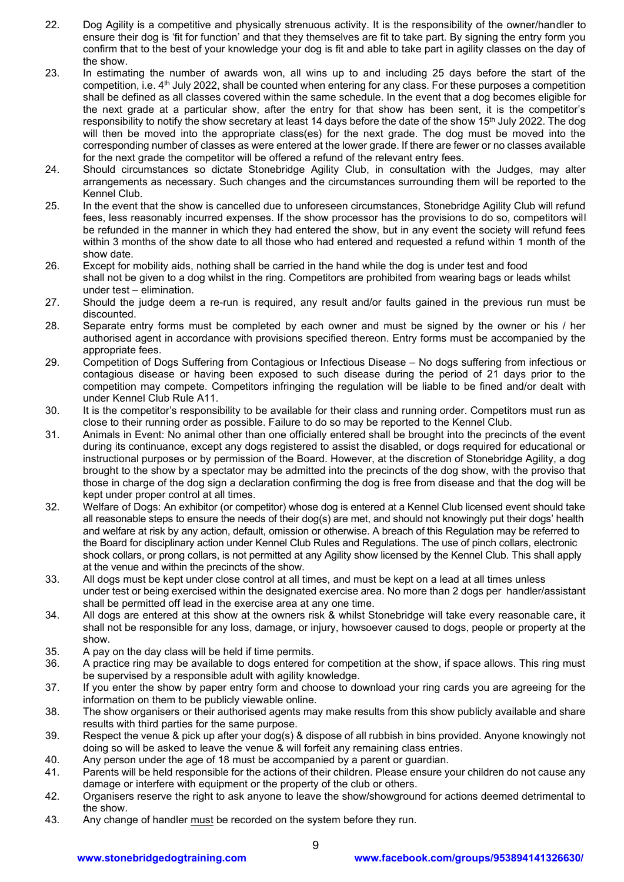22. Dog Agility is a competitive and physically strenuous activity. It is the responsibility of the owner/handler to ensure their dog is 'fit for function' and that they themselves are fit to take part. By signing the entry form you confirm that to the best of your knowledge your dog is fit and able to take part in agility classes on the day of the show.
23. In estimating the number of awards won, all wins up to and including 25 days before the start of the competition, i.e. 4th July 2022, shall be counted when entering for any class. For these purposes a competition shall be defined as all classes covered within the same schedule. In the event that a dog becomes eligible for the next grade at a particular show, after the entry for that show has been sent, it is the competitor's responsibility to notify the show secretary at least 14 days before the date of the show 15th July 2022. The dog will then be moved into the appropriate class(es) for the next grade. The dog must be moved into the corresponding number of classes as were entered at the lower grade. If there are fewer or no classes available for the next grade the competitor will be offered a refund of the relevant entry fees.
24. Should circumstances so dictate Stonebridge Agility Club, in consultation with the Judges, may alter arrangements as necessary. Such changes and the circumstances surrounding them will be reported to the Kennel Club.
25. In the event that the show is cancelled due to unforeseen circumstances, Stonebridge Agility Club will refund fees, less reasonably incurred expenses. If the show processor has the provisions to do so, competitors will be refunded in the manner in which they had entered the show, but in any event the society will refund fees within 3 months of the show date to all those who had entered and requested a refund within 1 month of the show date.
26. Except for mobility aids, nothing shall be carried in the hand while the dog is under test and food shall not be given to a dog whilst in the ring. Competitors are prohibited from wearing bags or leads whilst under test – elimination.
27. Should the judge deem a re-run is required, any result and/or faults gained in the previous run must be discounted.
28. Separate entry forms must be completed by each owner and must be signed by the owner or his / her authorised agent in accordance with provisions specified thereon. Entry forms must be accompanied by the appropriate fees.
29. Competition of Dogs Suffering from Contagious or Infectious Disease – No dogs suffering from infectious or contagious disease or having been exposed to such disease during the period of 21 days prior to the competition may compete. Competitors infringing the regulation will be liable to be fined and/or dealt with under Kennel Club Rule A11.
30. It is the competitor's responsibility to be available for their class and running order. Competitors must run as close to their running order as possible. Failure to do so may be reported to the Kennel Club.
31. Animals in Event: No animal other than one officially entered shall be brought into the precincts of the event during its continuance, except any dogs registered to assist the disabled, or dogs required for educational or instructional purposes or by permission of the Board. However, at the discretion of Stonebridge Agility, a dog brought to the show by a spectator may be admitted into the precincts of the dog show, with the proviso that those in charge of the dog sign a declaration confirming the dog is free from disease and that the dog will be kept under proper control at all times.
32. Welfare of Dogs: An exhibitor (or competitor) whose dog is entered at a Kennel Club licensed event should take all reasonable steps to ensure the needs of their dog(s) are met, and should not knowingly put their dogs' health and welfare at risk by any action, default, omission or otherwise. A breach of this Regulation may be referred to the Board for disciplinary action under Kennel Club Rules and Regulations. The use of pinch collars, electronic shock collars, or prong collars, is not permitted at any Agility show licensed by the Kennel Club. This shall apply at the venue and within the precincts of the show.
33. All dogs must be kept under close control at all times, and must be kept on a lead at all times unless under test or being exercised within the designated exercise area. No more than 2 dogs per handler/assistant shall be permitted off lead in the exercise area at any one time.
34. All dogs are entered at this show at the owners risk & whilst Stonebridge will take every reasonable care, it shall not be responsible for any loss, damage, or injury, howsoever caused to dogs, people or property at the show.
35. A pay on the day class will be held if time permits.
36. A practice ring may be available to dogs entered for competition at the show, if space allows. This ring must be supervised by a responsible adult with agility knowledge.
37. If you enter the show by paper entry form and choose to download your ring cards you are agreeing for the information on them to be publicly viewable online.
38. The show organisers or their authorised agents may make results from this show publicly available and share results with third parties for the same purpose.
39. Respect the venue & pick up after your dog(s) & dispose of all rubbish in bins provided. Anyone knowingly not doing so will be asked to leave the venue & will forfeit any remaining class entries.
40. Any person under the age of 18 must be accompanied by a parent or guardian.
41. Parents will be held responsible for the actions of their children. Please ensure your children do not cause any damage or interfere with equipment or the property of the club or others.
42. Organisers reserve the right to ask anyone to leave the show/showground for actions deemed detrimental to the show.
43. Any change of handler <u>must</u> be recorded on the system before they run.

**www.stonebridgedogtraining.com** **www.facebook.com/groups/953894141326630/**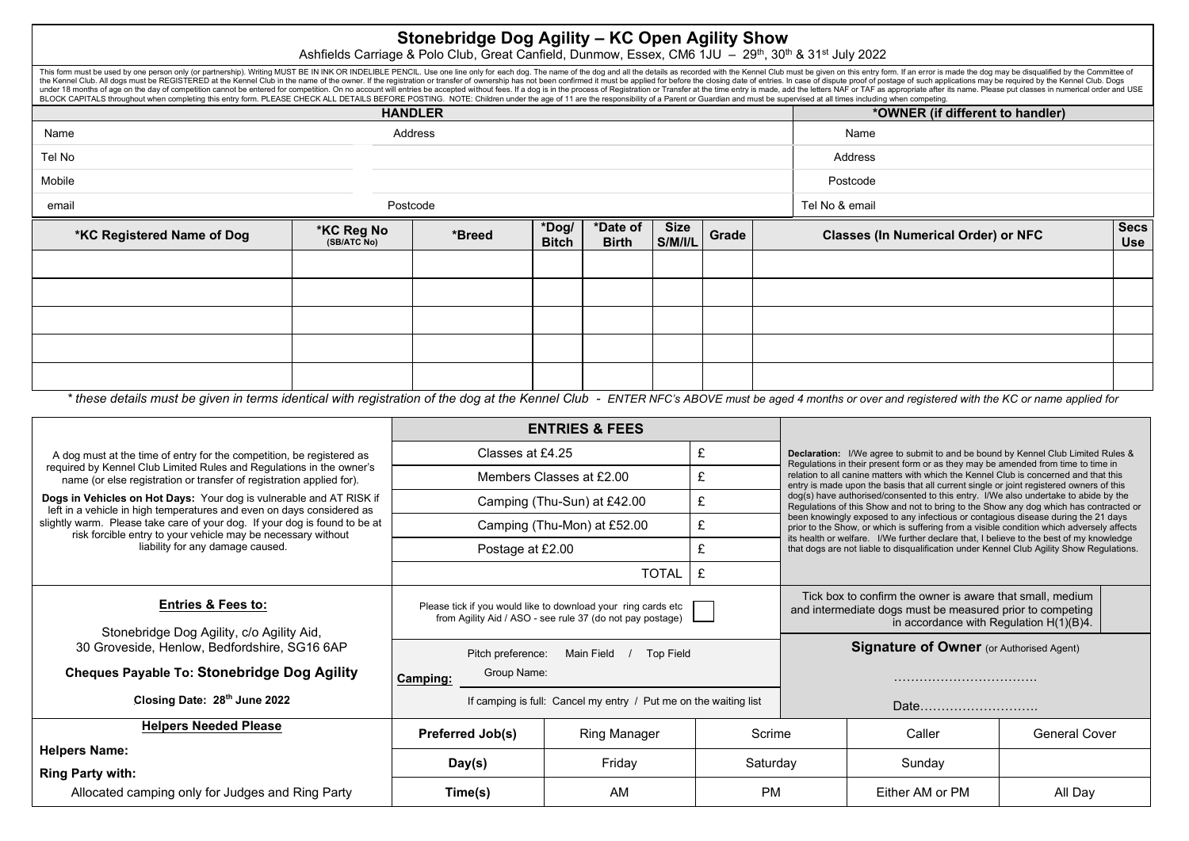# Stonebridge Dog Agility – KC Open Agility Show

Ashfields Carriage & Polo Club, Great Canfield, Dunmow, Essex, CM6 1JU – 29th, 30th & 31st July 2022

This form must be used by one person only (or partnership). Writing MUST BE IN INK OR INDELIBLE PENCIL. Use one line only for each dog. The name of the dog and all the details as recorded with the Kennel Club must be given on this entry form. If an error is made the dog may be disqualified by the Committee of the Kennel Club. All dogs must be REGISTERED at the Kennel Club in the name of the owner. If the registration or transfer of ownership has not been confirmed it must be applied for before the closing date of entries. In case of dispute proof of postage of such applications may be required by the Kennel Club. Dogs under 18 months of age on the day of competition cannot be entered for competition. On no account will entries be accepted without fees. If a dog is in the process of Registration or Transfer at the time entry is made, add the letters NAF or TAF as appropriate after its name. Please put classes in numerical order and USE BLOCK CAPITALS throughout when completing this entry form. PLEASE CHECK ALL DETAILS BEFORE POSTING. NOTE: Children under the age of 11 are the responsibility of a Parent or Guardian and must be supervised at all times including when competing.

| HANDLER | | *OWNER (if different to handler) |
|---|---|---|
| Name | Address | Name |
| Tel No | | Address |
| Mobile | | Postcode |
| email | Postcode | Tel No & email |

| *KC Registered Name of Dog | *KC Reg No (SB/ATC No) | *Breed | *Dog/ Bitch | *Date of Birth | Size S/M/I/L | Grade | Classes (In Numerical Order) or NFC | Secs Use |
|---|---|---|---|---|---|---|---|---|
| | | | | | | | | |
| | | | | | | | | |
| | | | | | | | | |
| | | | | | | | | |
| | | | | | | | | |

*\* these details must be given in terms identical with registration of the dog at the Kennel Club - ENTER NFC's ABOVE must be aged 4 months or over and registered with the KC or name applied for*

A dog must at the time of entry for the competition, be registered as required by Kennel Club Limited Rules and Regulations in the owner's name (or else registration or transfer of registration applied for).

**Dogs in Vehicles on Hot Days:** Your dog is vulnerable and AT RISK if left in a vehicle in high temperatures and even on days considered as slightly warm. Please take care of your dog. If your dog is found to be at risk forcible entry to your vehicle may be necessary without liability for any damage caused.

| ENTRIES & FEES | |
|---|---|
| Classes at £4.25 | £ |
| Members Classes at £2.00 | £ |
| Camping (Thu-Sun) at £42.00 | £ |
| Camping (Thu-Mon) at £52.00 | £ |
| Postage at £2.00 | £ |
| TOTAL | £ |

**Declaration:** I/We agree to submit to and be bound by Kennel Club Limited Rules & Regulations in their present form or as they may be amended from time to time in relation to all canine matters with which the Kennel Club is concerned and that this entry is made upon the basis that all current single or joint registered owners of this dog(s) have authorised/consented to this entry. I/We also undertake to abide by the Regulations of this Show and not to bring to the Show any dog which has contracted or been knowingly exposed to any infectious or contagious disease during the 21 days prior to the Show, or which is suffering from a visible condition which adversely affects its health or welfare. I/We further declare that, I believe to the best of my knowledge that dogs are not liable to disqualification under Kennel Club Agility Show Regulations.

**Entries & Fees to:**

Stonebridge Dog Agility, c/o Agility Aid,
30 Groveside, Henlow, Bedfordshire, SG16 6AP

**Cheques Payable To: Stonebridge Dog Agility**

**Closing Date: 28th June 2022**

Please tick if you would like to download your ring cards etc from Agility Aid / ASO - see rule 37 (do not pay postage) ☐

**Camping:** Pitch preference: Main Field / Top Field

Group Name:

If camping is full: Cancel my entry / Put me on the waiting list

Tick box to confirm the owner is aware that small, medium and intermediate dogs must be measured prior to competing in accordance with Regulation H(1)(B)4. ☐

**Signature of Owner** (or Authorised Agent)

……………………………

Date……………………….

**Helpers Needed Please**

**Helpers Name:**

**Ring Party with:**

Allocated camping only for Judges and Ring Party

| **Preferred Job(s)** | Ring Manager | Scrime | Caller | General Cover |
|---|---|---|---|---|
| **Day(s)** | Friday | Saturday | Sunday | |
| **Time(s)** | AM | PM | Either AM or PM | All Day |